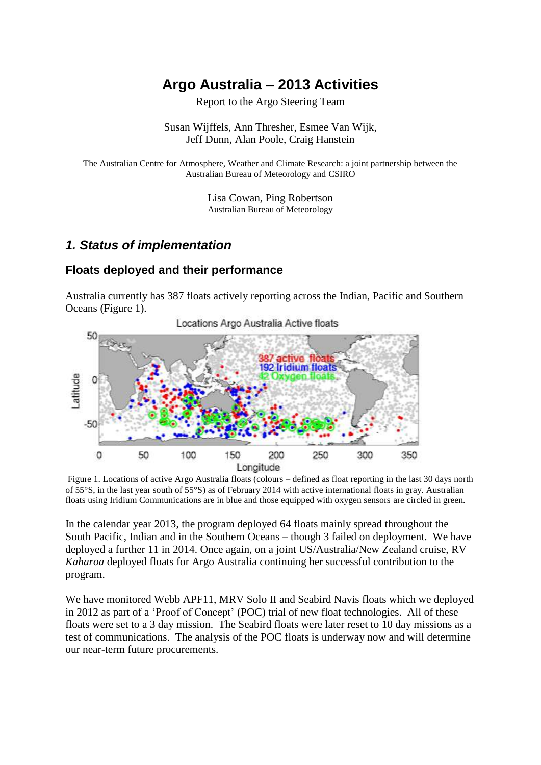# Argo Australia – 2013 Activities

Report to the Argo Steering Team

Susan Wijffels, Ann Thresher, Esmee Van Wijk,
Jeff Dunn, Alan Poole, Craig Hanstein

The Australian Centre for Atmosphere, Weather and Climate Research: a joint partnership between the Australian Bureau of Meteorology and CSIRO

Lisa Cowan, Ping Robertson
Australian Bureau of Meteorology

## *1. Status of implementation*

### Floats deployed and their performance

Australia currently has 387 floats actively reporting across the Indian, Pacific and Southern Oceans (Figure 1).

Figure 1. Locations of active Argo Australia floats (colours – defined as float reporting in the last 30 days north of 55°S, in the last year south of 55°S) as of February 2014 with active international floats in gray. Australian floats using Iridium Communications are in blue and those equipped with oxygen sensors are circled in green.

In the calendar year 2013, the program deployed 64 floats mainly spread throughout the South Pacific, Indian and in the Southern Oceans – though 3 failed on deployment. We have deployed a further 11 in 2014. Once again, on a joint US/Australia/New Zealand cruise, RV *Kaharoa* deployed floats for Argo Australia continuing her successful contribution to the program.

We have monitored Webb APF11, MRV Solo II and Seabird Navis floats which we deployed in 2012 as part of a 'Proof of Concept' (POC) trial of new float technologies. All of these floats were set to a 3 day mission. The Seabird floats were later reset to 10 day missions as a test of communications. The analysis of the POC floats is underway now and will determine our near-term future procurements.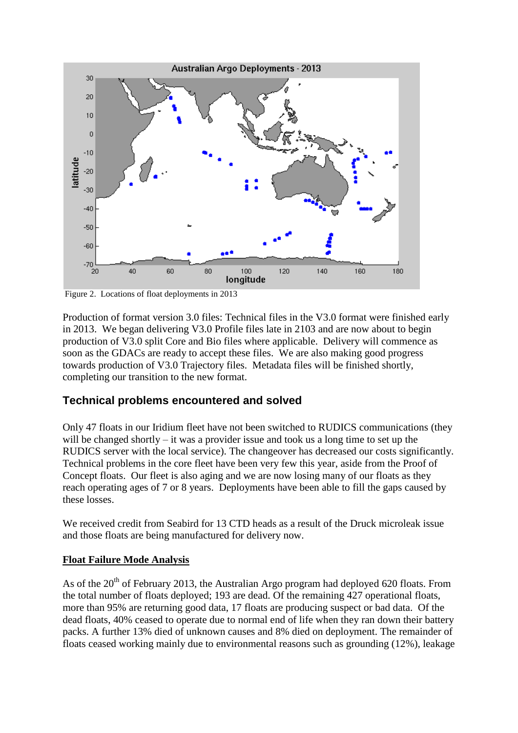Figure 2. Locations of float deployments in 2013

Production of format version 3.0 files: Technical files in the V3.0 format were finished early in 2013. We began delivering V3.0 Profile files late in 2103 and are now about to begin production of V3.0 split Core and Bio files where applicable. Delivery will commence as soon as the GDACs are ready to accept these files. We are also making good progress towards production of V3.0 Trajectory files. Metadata files will be finished shortly, completing our transition to the new format.

## Technical problems encountered and solved

Only 47 floats in our Iridium fleet have not been switched to RUDICS communications (they will be changed shortly – it was a provider issue and took us a long time to set up the RUDICS server with the local service). The changeover has decreased our costs significantly. Technical problems in the core fleet have been very few this year, aside from the Proof of Concept floats. Our fleet is also aging and we are now losing many of our floats as they reach operating ages of 7 or 8 years. Deployments have been able to fill the gaps caused by these losses.

We received credit from Seabird for 13 CTD heads as a result of the Druck microleak issue and those floats are being manufactured for delivery now.

### Float Failure Mode Analysis

As of the 20th of February 2013, the Australian Argo program had deployed 620 floats. From the total number of floats deployed; 193 are dead. Of the remaining 427 operational floats, more than 95% are returning good data, 17 floats are producing suspect or bad data. Of the dead floats, 40% ceased to operate due to normal end of life when they ran down their battery packs. A further 13% died of unknown causes and 8% died on deployment. The remainder of floats ceased working mainly due to environmental reasons such as grounding (12%), leakage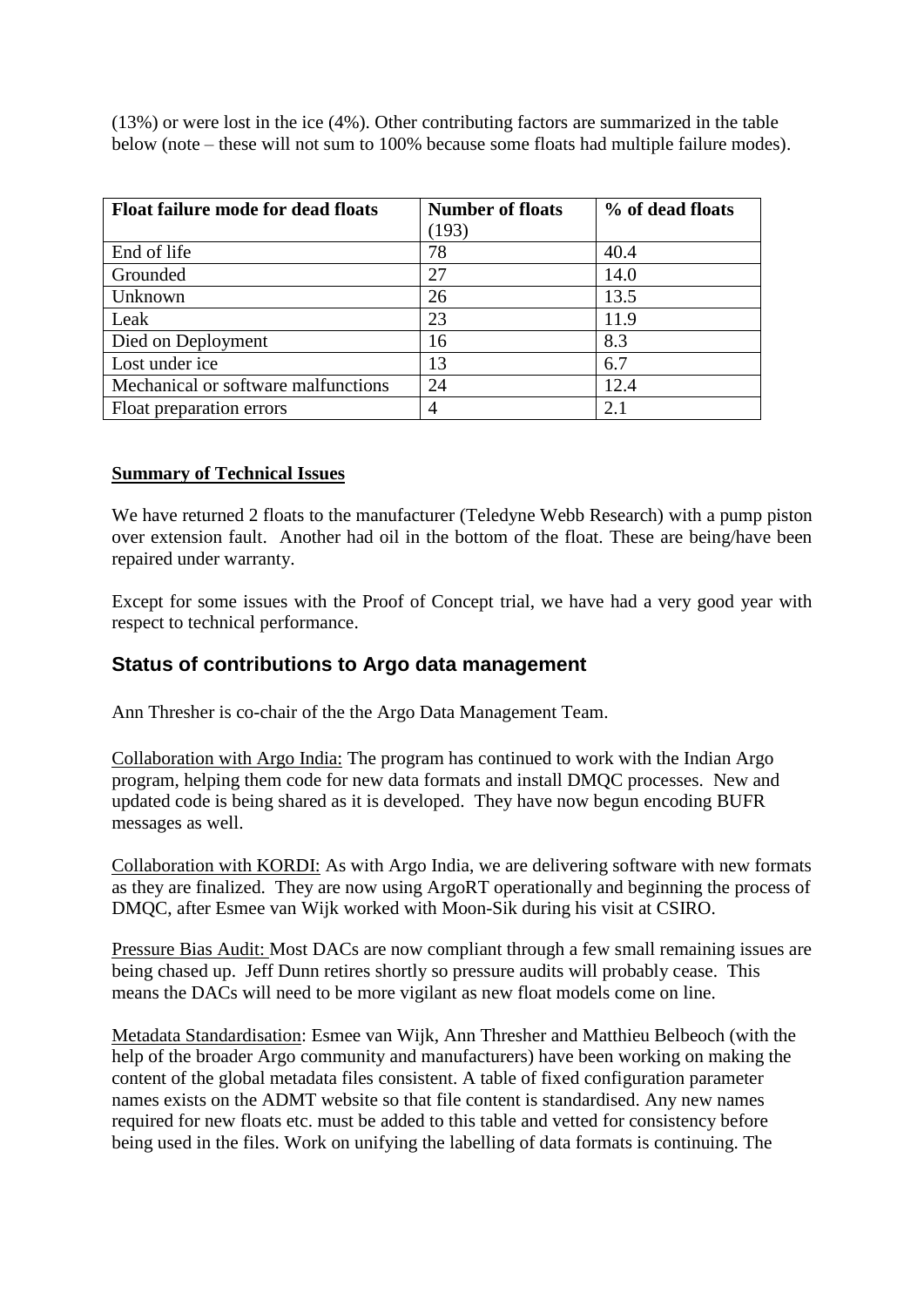(13%) or were lost in the ice (4%). Other contributing factors are summarized in the table below (note – these will not sum to 100% because some floats had multiple failure modes).

| **Float failure mode for dead floats** | **Number of floats** (193) | **% of dead floats** |
|---|---|---|
| End of life | 78 | 40.4 |
| Grounded | 27 | 14.0 |
| Unknown | 26 | 13.5 |
| Leak | 23 | 11.9 |
| Died on Deployment | 16 | 8.3 |
| Lost under ice | 13 | 6.7 |
| Mechanical or software malfunctions | 24 | 12.4 |
| Float preparation errors | 4 | 2.1 |

**Summary of Technical Issues**

We have returned 2 floats to the manufacturer (Teledyne Webb Research) with a pump piston over extension fault. Another had oil in the bottom of the float. These are being/have been repaired under warranty.

Except for some issues with the Proof of Concept trial, we have had a very good year with respect to technical performance.

## Status of contributions to Argo data management

Ann Thresher is co-chair of the the Argo Data Management Team.

Collaboration with Argo India: The program has continued to work with the Indian Argo program, helping them code for new data formats and install DMQC processes. New and updated code is being shared as it is developed. They have now begun encoding BUFR messages as well.

Collaboration with KORDI: As with Argo India, we are delivering software with new formats as they are finalized. They are now using ArgoRT operationally and beginning the process of DMQC, after Esmee van Wijk worked with Moon-Sik during his visit at CSIRO.

Pressure Bias Audit: Most DACs are now compliant through a few small remaining issues are being chased up. Jeff Dunn retires shortly so pressure audits will probably cease. This means the DACs will need to be more vigilant as new float models come on line.

Metadata Standardisation: Esmee van Wijk, Ann Thresher and Matthieu Belbeoch (with the help of the broader Argo community and manufacturers) have been working on making the content of the global metadata files consistent. A table of fixed configuration parameter names exists on the ADMT website so that file content is standardised. Any new names required for new floats etc. must be added to this table and vetted for consistency before being used in the files. Work on unifying the labelling of data formats is continuing. The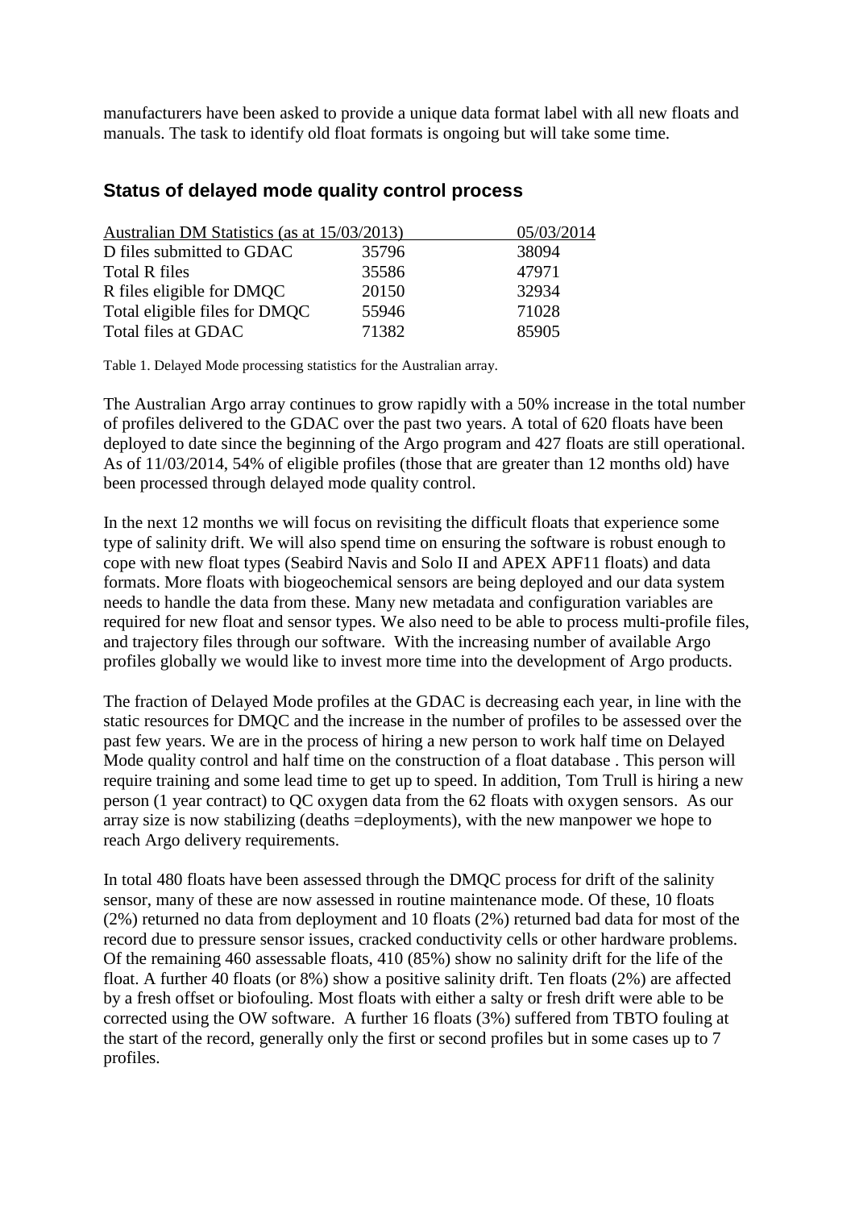manufacturers have been asked to provide a unique data format label with all new floats and manuals. The task to identify old float formats is ongoing but will take some time.

## Status of delayed mode quality control process

| Australian DM Statistics (as at 15/03/2013) | | 05/03/2014 |
|---|---|---|
| D files submitted to GDAC | 35796 | 38094 |
| Total R files | 35586 | 47971 |
| R files eligible for DMQC | 20150 | 32934 |
| Total eligible files for DMQC | 55946 | 71028 |
| Total files at GDAC | 71382 | 85905 |

Table 1. Delayed Mode processing statistics for the Australian array.

The Australian Argo array continues to grow rapidly with a 50% increase in the total number of profiles delivered to the GDAC over the past two years. A total of 620 floats have been deployed to date since the beginning of the Argo program and 427 floats are still operational. As of 11/03/2014, 54% of eligible profiles (those that are greater than 12 months old) have been processed through delayed mode quality control.

In the next 12 months we will focus on revisiting the difficult floats that experience some type of salinity drift. We will also spend time on ensuring the software is robust enough to cope with new float types (Seabird Navis and Solo II and APEX APF11 floats) and data formats. More floats with biogeochemical sensors are being deployed and our data system needs to handle the data from these. Many new metadata and configuration variables are required for new float and sensor types. We also need to be able to process multi-profile files, and trajectory files through our software. With the increasing number of available Argo profiles globally we would like to invest more time into the development of Argo products.

The fraction of Delayed Mode profiles at the GDAC is decreasing each year, in line with the static resources for DMQC and the increase in the number of profiles to be assessed over the past few years. We are in the process of hiring a new person to work half time on Delayed Mode quality control and half time on the construction of a float database . This person will require training and some lead time to get up to speed. In addition, Tom Trull is hiring a new person (1 year contract) to QC oxygen data from the 62 floats with oxygen sensors. As our array size is now stabilizing (deaths =deployments), with the new manpower we hope to reach Argo delivery requirements.

In total 480 floats have been assessed through the DMQC process for drift of the salinity sensor, many of these are now assessed in routine maintenance mode. Of these, 10 floats (2%) returned no data from deployment and 10 floats (2%) returned bad data for most of the record due to pressure sensor issues, cracked conductivity cells or other hardware problems. Of the remaining 460 assessable floats, 410 (85%) show no salinity drift for the life of the float. A further 40 floats (or 8%) show a positive salinity drift. Ten floats (2%) are affected by a fresh offset or biofouling. Most floats with either a salty or fresh drift were able to be corrected using the OW software. A further 16 floats (3%) suffered from TBTO fouling at the start of the record, generally only the first or second profiles but in some cases up to 7 profiles.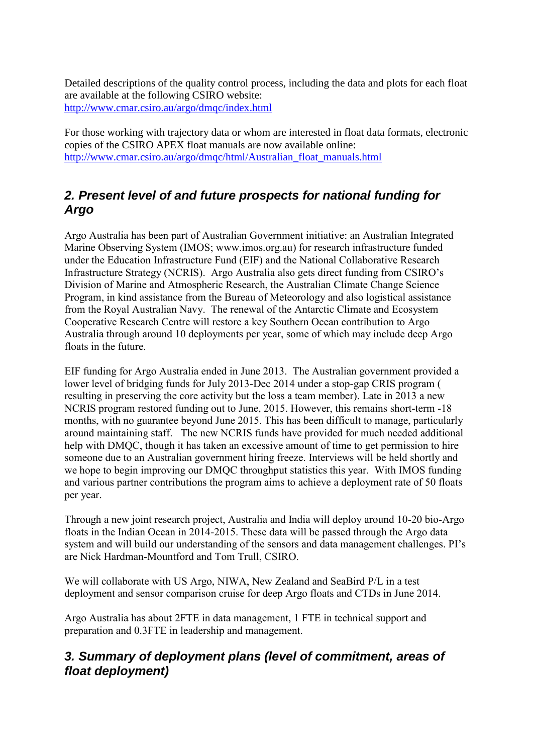Detailed descriptions of the quality control process, including the data and plots for each float are available at the following CSIRO website:
http://www.cmar.csiro.au/argo/dmqc/index.html

For those working with trajectory data or whom are interested in float data formats, electronic copies of the CSIRO APEX float manuals are now available online:
http://www.cmar.csiro.au/argo/dmqc/html/Australian_float_manuals.html

## *2. Present level of and future prospects for national funding for Argo*

Argo Australia has been part of Australian Government initiative: an Australian Integrated Marine Observing System (IMOS; www.imos.org.au) for research infrastructure funded under the Education Infrastructure Fund (EIF) and the National Collaborative Research Infrastructure Strategy (NCRIS). Argo Australia also gets direct funding from CSIRO's Division of Marine and Atmospheric Research, the Australian Climate Change Science Program, in kind assistance from the Bureau of Meteorology and also logistical assistance from the Royal Australian Navy. The renewal of the Antarctic Climate and Ecosystem Cooperative Research Centre will restore a key Southern Ocean contribution to Argo Australia through around 10 deployments per year, some of which may include deep Argo floats in the future.

EIF funding for Argo Australia ended in June 2013. The Australian government provided a lower level of bridging funds for July 2013-Dec 2014 under a stop-gap CRIS program ( resulting in preserving the core activity but the loss a team member). Late in 2013 a new NCRIS program restored funding out to June, 2015. However, this remains short-term -18 months, with no guarantee beyond June 2015. This has been difficult to manage, particularly around maintaining staff. The new NCRIS funds have provided for much needed additional help with DMQC, though it has taken an excessive amount of time to get permission to hire someone due to an Australian government hiring freeze. Interviews will be held shortly and we hope to begin improving our DMQC throughput statistics this year. With IMOS funding and various partner contributions the program aims to achieve a deployment rate of 50 floats per year.

Through a new joint research project, Australia and India will deploy around 10-20 bio-Argo floats in the Indian Ocean in 2014-2015. These data will be passed through the Argo data system and will build our understanding of the sensors and data management challenges. PI's are Nick Hardman-Mountford and Tom Trull, CSIRO.

We will collaborate with US Argo, NIWA, New Zealand and SeaBird P/L in a test deployment and sensor comparison cruise for deep Argo floats and CTDs in June 2014.

Argo Australia has about 2FTE in data management, 1 FTE in technical support and preparation and 0.3FTE in leadership and management.

## *3. Summary of deployment plans (level of commitment, areas of float deployment)*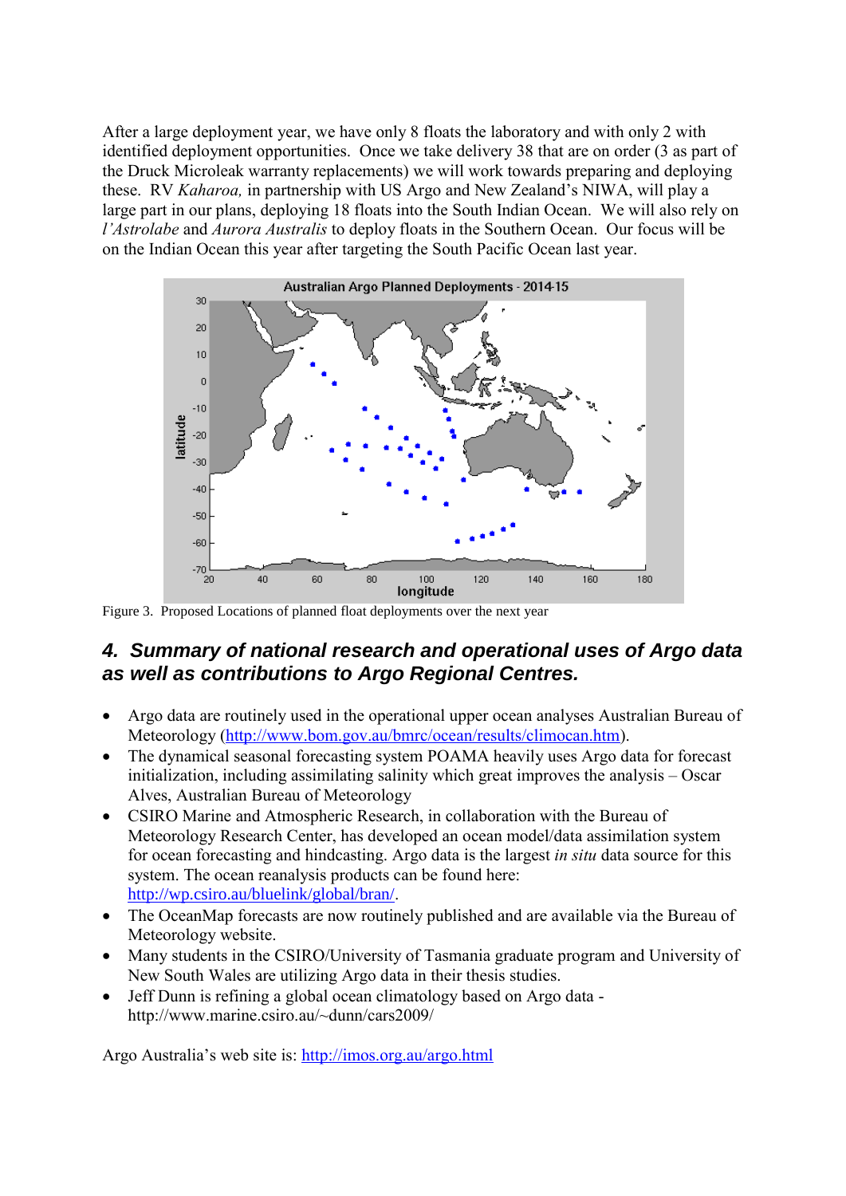After a large deployment year, we have only 8 floats the laboratory and with only 2 with identified deployment opportunities. Once we take delivery 38 that are on order (3 as part of the Druck Microleak warranty replacements) we will work towards preparing and deploying these. RV *Kaharoa,* in partnership with US Argo and New Zealand's NIWA, will play a large part in our plans, deploying 18 floats into the South Indian Ocean. We will also rely on *l'Astrolabe* and *Aurora Australis* to deploy floats in the Southern Ocean. Our focus will be on the Indian Ocean this year after targeting the South Pacific Ocean last year.

Figure 3. Proposed Locations of planned float deployments over the next year

## *4. Summary of national research and operational uses of Argo data as well as contributions to Argo Regional Centres.*

- Argo data are routinely used in the operational upper ocean analyses Australian Bureau of Meteorology (http://www.bom.gov.au/bmrc/ocean/results/climocan.htm).
- The dynamical seasonal forecasting system POAMA heavily uses Argo data for forecast initialization, including assimilating salinity which great improves the analysis – Oscar Alves, Australian Bureau of Meteorology
- CSIRO Marine and Atmospheric Research, in collaboration with the Bureau of Meteorology Research Center, has developed an ocean model/data assimilation system for ocean forecasting and hindcasting. Argo data is the largest *in situ* data source for this system. The ocean reanalysis products can be found here: http://wp.csiro.au/bluelink/global/bran/.
- The OceanMap forecasts are now routinely published and are available via the Bureau of Meteorology website.
- Many students in the CSIRO/University of Tasmania graduate program and University of New South Wales are utilizing Argo data in their thesis studies.
- Jeff Dunn is refining a global ocean climatology based on Argo data - http://www.marine.csiro.au/~dunn/cars2009/

Argo Australia's web site is: http://imos.org.au/argo.html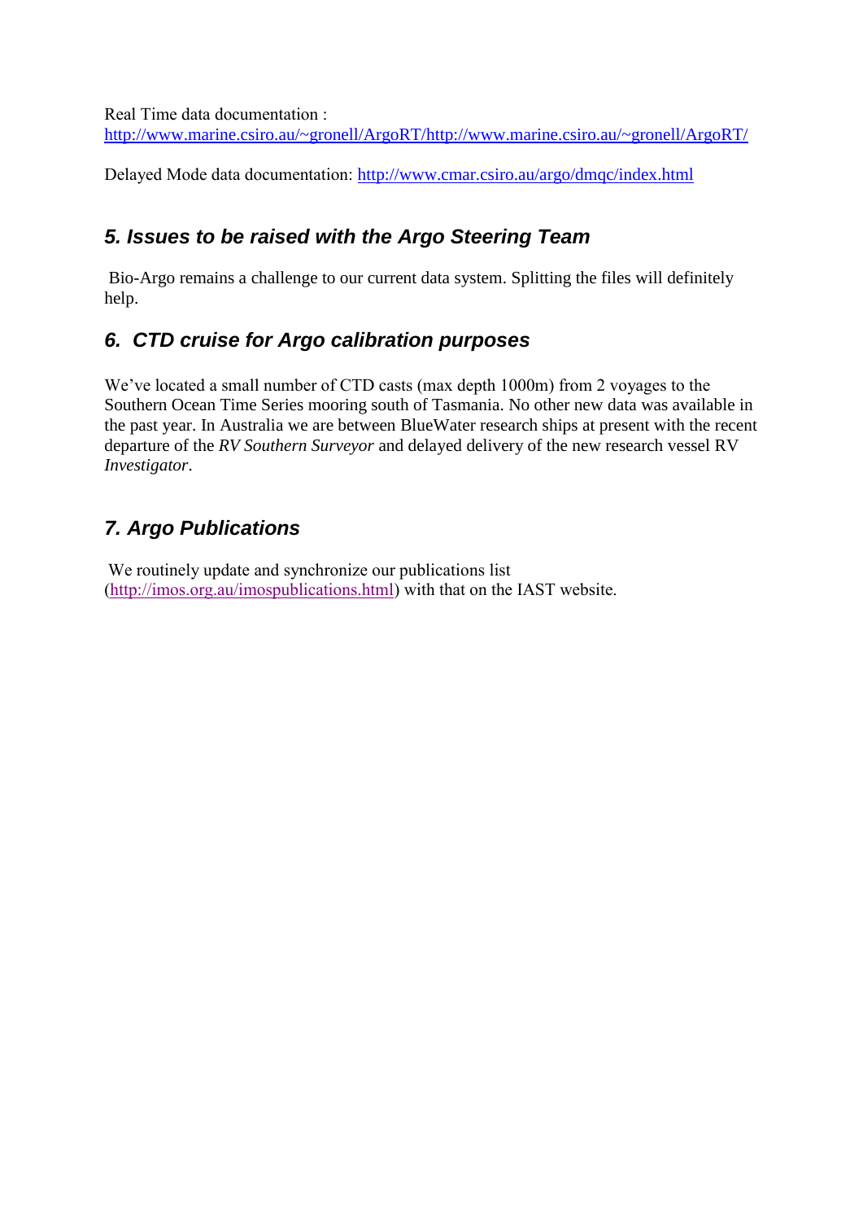Real Time data documentation :
http://www.marine.csiro.au/~gronell/ArgoRT/http://www.marine.csiro.au/~gronell/ArgoRT/

Delayed Mode data documentation: http://www.cmar.csiro.au/argo/dmqc/index.html

## *5. Issues to be raised with the Argo Steering Team*

Bio-Argo remains a challenge to our current data system. Splitting the files will definitely help.

## *6. CTD cruise for Argo calibration purposes*

We've located a small number of CTD casts (max depth 1000m) from 2 voyages to the Southern Ocean Time Series mooring south of Tasmania. No other new data was available in the past year. In Australia we are between BlueWater research ships at present with the recent departure of the *RV Southern Surveyor* and delayed delivery of the new research vessel RV *Investigator*.

## *7. Argo Publications*

We routinely update and synchronize our publications list (http://imos.org.au/imospublications.html) with that on the IAST website.